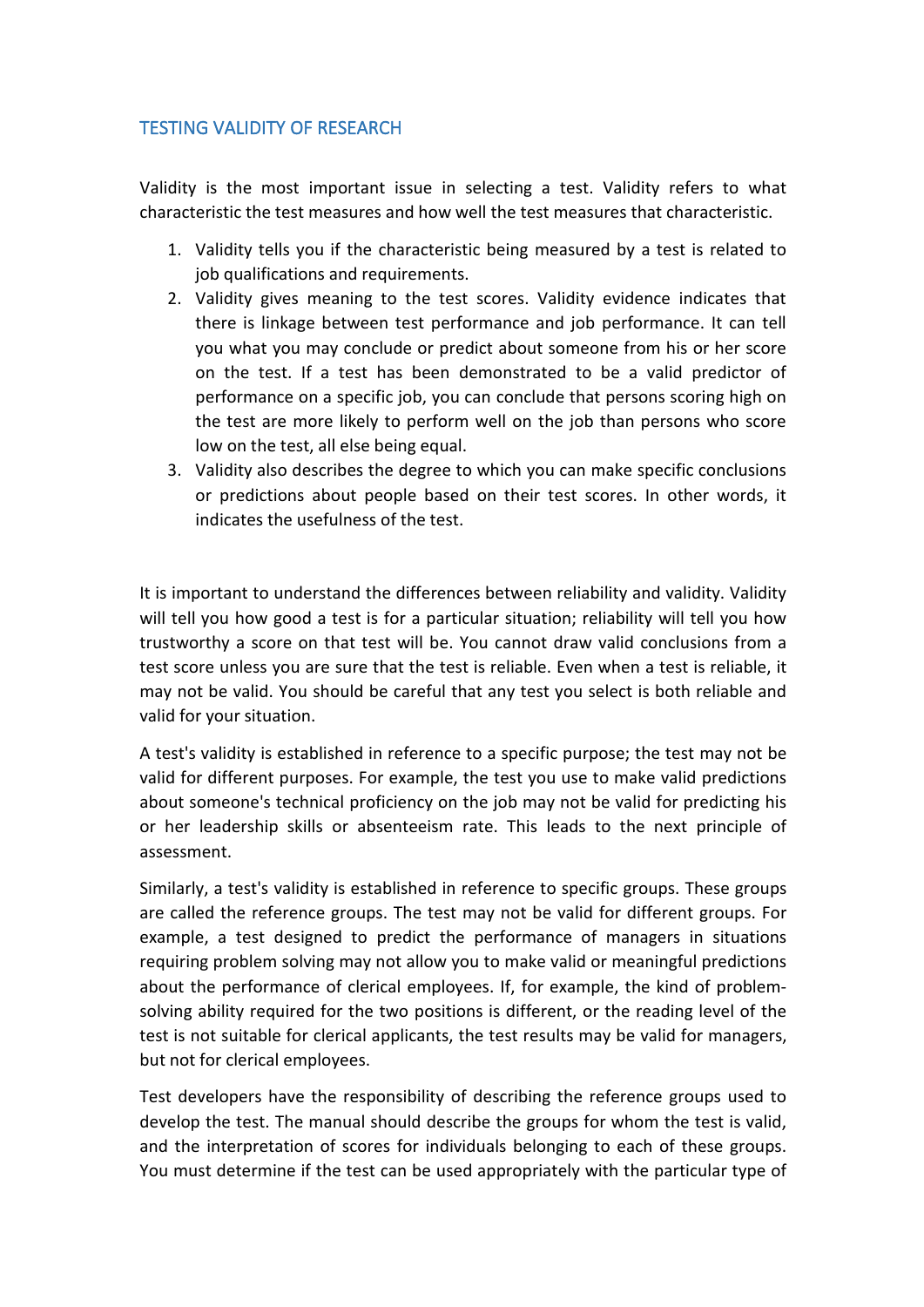## TESTING VALIDITY OF RESEARCH

Validity is the most important issue in selecting a test. Validity refers to what characteristic the test measures and how well the test measures that characteristic.

1. Validity tells you if the characteristic being measured by a test is related to job qualifications and requirements.
2. Validity gives meaning to the test scores. Validity evidence indicates that there is linkage between test performance and job performance. It can tell you what you may conclude or predict about someone from his or her score on the test. If a test has been demonstrated to be a valid predictor of performance on a specific job, you can conclude that persons scoring high on the test are more likely to perform well on the job than persons who score low on the test, all else being equal.
3. Validity also describes the degree to which you can make specific conclusions or predictions about people based on their test scores. In other words, it indicates the usefulness of the test.

It is important to understand the differences between reliability and validity. Validity will tell you how good a test is for a particular situation; reliability will tell you how trustworthy a score on that test will be. You cannot draw valid conclusions from a test score unless you are sure that the test is reliable. Even when a test is reliable, it may not be valid. You should be careful that any test you select is both reliable and valid for your situation.

A test's validity is established in reference to a specific purpose; the test may not be valid for different purposes. For example, the test you use to make valid predictions about someone's technical proficiency on the job may not be valid for predicting his or her leadership skills or absenteeism rate. This leads to the next principle of assessment.

Similarly, a test's validity is established in reference to specific groups. These groups are called the reference groups. The test may not be valid for different groups. For example, a test designed to predict the performance of managers in situations requiring problem solving may not allow you to make valid or meaningful predictions about the performance of clerical employees. If, for example, the kind of problem-solving ability required for the two positions is different, or the reading level of the test is not suitable for clerical applicants, the test results may be valid for managers, but not for clerical employees.

Test developers have the responsibility of describing the reference groups used to develop the test. The manual should describe the groups for whom the test is valid, and the interpretation of scores for individuals belonging to each of these groups. You must determine if the test can be used appropriately with the particular type of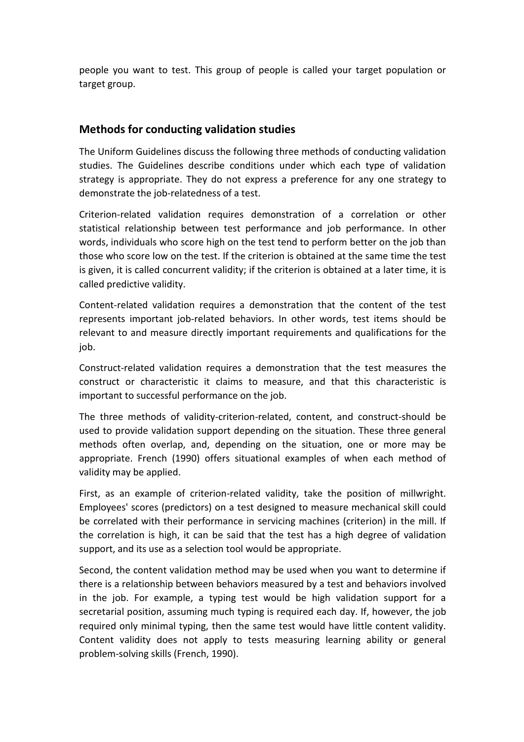people you want to test. This group of people is called your target population or target group.

## Methods for conducting validation studies

The Uniform Guidelines discuss the following three methods of conducting validation studies. The Guidelines describe conditions under which each type of validation strategy is appropriate. They do not express a preference for any one strategy to demonstrate the job-relatedness of a test.

Criterion-related validation requires demonstration of a correlation or other statistical relationship between test performance and job performance. In other words, individuals who score high on the test tend to perform better on the job than those who score low on the test. If the criterion is obtained at the same time the test is given, it is called concurrent validity; if the criterion is obtained at a later time, it is called predictive validity.

Content-related validation requires a demonstration that the content of the test represents important job-related behaviors. In other words, test items should be relevant to and measure directly important requirements and qualifications for the job.

Construct-related validation requires a demonstration that the test measures the construct or characteristic it claims to measure, and that this characteristic is important to successful performance on the job.

The three methods of validity-criterion-related, content, and construct-should be used to provide validation support depending on the situation. These three general methods often overlap, and, depending on the situation, one or more may be appropriate. French (1990) offers situational examples of when each method of validity may be applied.

First, as an example of criterion-related validity, take the position of millwright. Employees' scores (predictors) on a test designed to measure mechanical skill could be correlated with their performance in servicing machines (criterion) in the mill. If the correlation is high, it can be said that the test has a high degree of validation support, and its use as a selection tool would be appropriate.

Second, the content validation method may be used when you want to determine if there is a relationship between behaviors measured by a test and behaviors involved in the job. For example, a typing test would be high validation support for a secretarial position, assuming much typing is required each day. If, however, the job required only minimal typing, then the same test would have little content validity. Content validity does not apply to tests measuring learning ability or general problem-solving skills (French, 1990).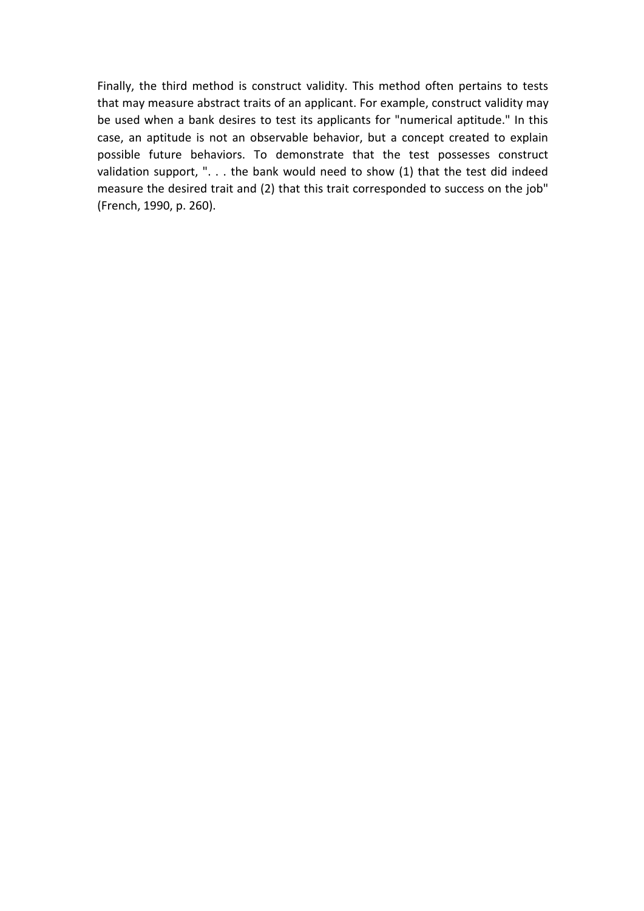Finally, the third method is construct validity. This method often pertains to tests that may measure abstract traits of an applicant. For example, construct validity may be used when a bank desires to test its applicants for "numerical aptitude." In this case, an aptitude is not an observable behavior, but a concept created to explain possible future behaviors. To demonstrate that the test possesses construct validation support, ". . . the bank would need to show (1) that the test did indeed measure the desired trait and (2) that this trait corresponded to success on the job" (French, 1990, p. 260).